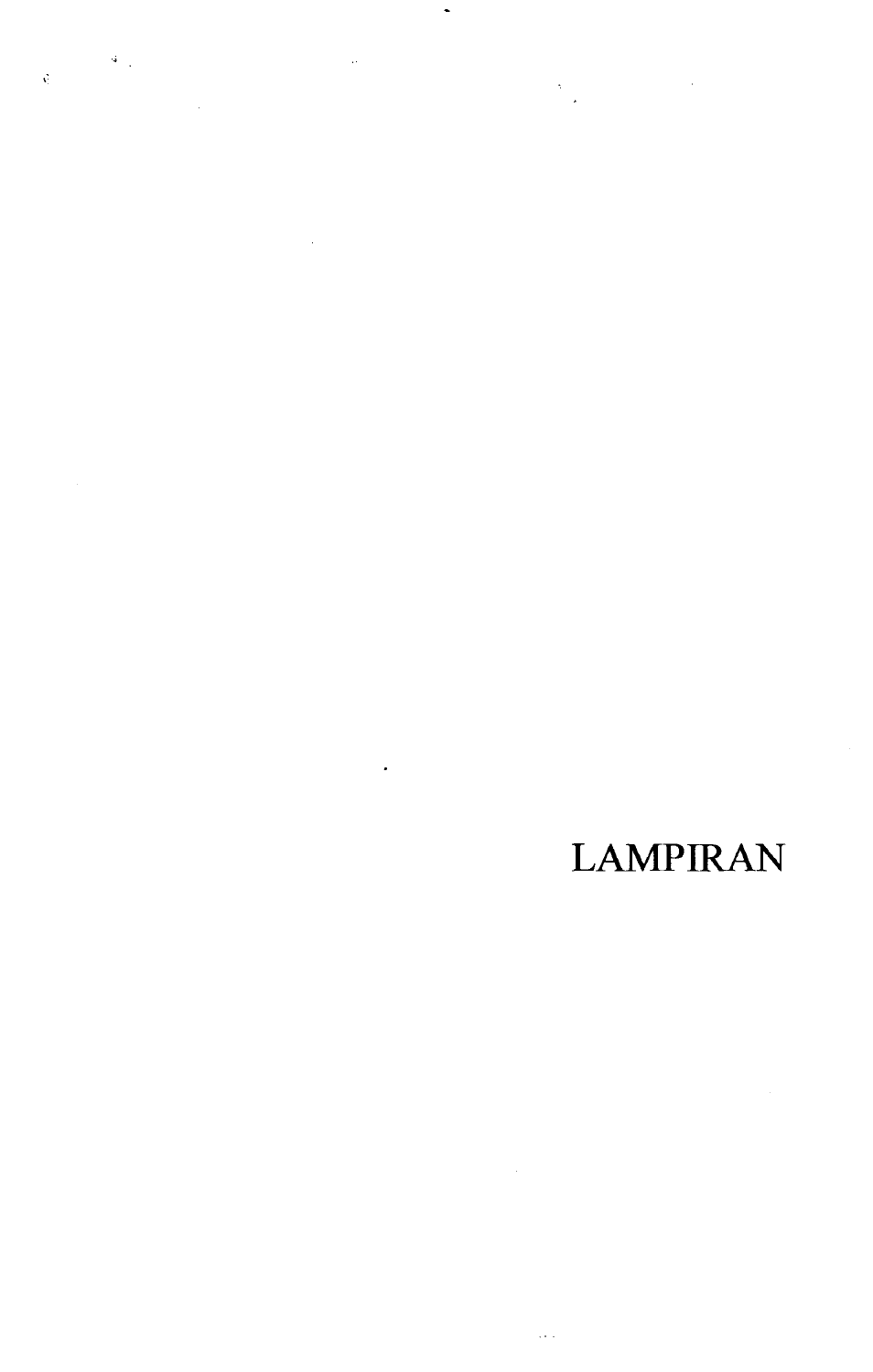# LAMPIRAN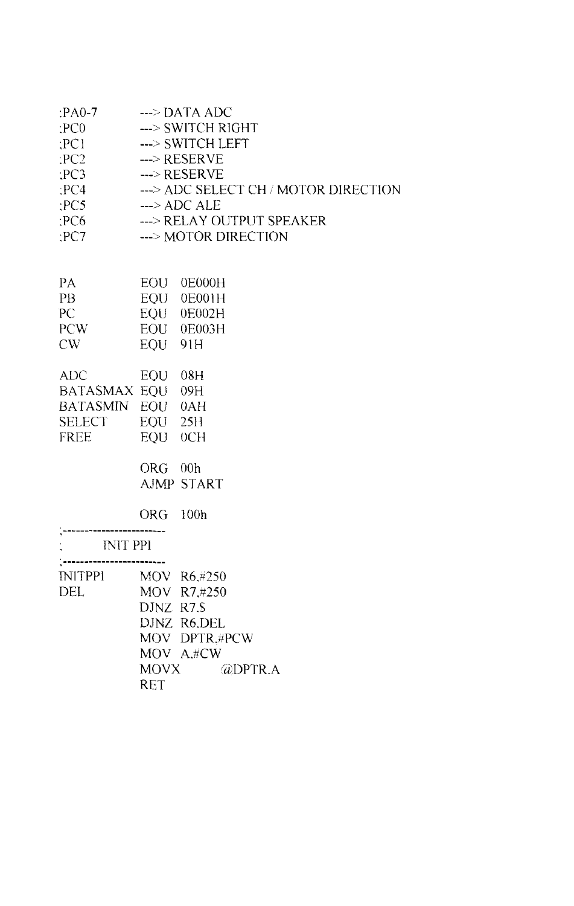```
;PA0-7      ---> DATA ADC
;PC0        ---> SWITCH RIGHT
;PC1        ---> SWITCH LEFT
;PC2        ---> RESERVE
;PC3        ---> RESERVE
;PC4        ---> ADC SELECT CH / MOTOR DIRECTION
;PC5        ---> ADC ALE
;PC6        ---> RELAY OUTPUT SPEAKER
;PC7        ---> MOTOR DIRECTION


PA          EQU  0E000H
PB          EQU  0E001H
PC          EQU  0E002H
PCW         EQU  0E003H
CW          EQU  91H

ADC         EQU  08H
BATASMAX    EQU  09H
BATASMIN    EQU  0AH
SELECT      EQU  25H
FREE        EQU  0CH

            ORG  00h
            AJMP START

            ORG  100h
;------------------------
;      INIT PPI
;------------------------
INITPPI     MOV  R6,#250
DEL         MOV  R7,#250
            DJNZ R7,$
            DJNZ R6,DEL
            MOV  DPTR,#PCW
            MOV  A,#CW
            MOVX      @DPTR,A
            RET
```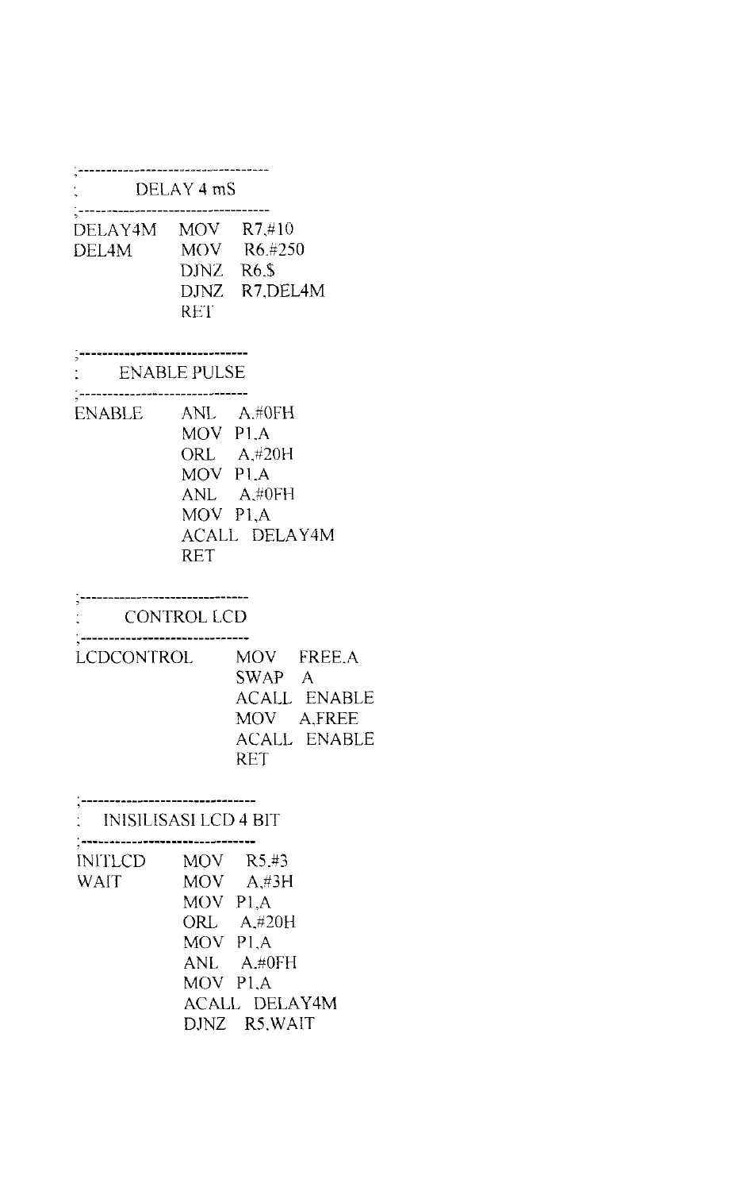```
;---------------------------------
;        DELAY 4 mS
;---------------------------------
DELAY4M    MOV   R7,#10
DEL4M      MOV   R6,#250
           DJNZ  R6,$
           DJNZ  R7,DEL4M
           RET

;------------------------------
;      ENABLE PULSE
;------------------------------
ENABLE     ANL   A,#0FH
           MOV  P1,A
           ORL   A,#20H
           MOV  P1,A
           ANL   A,#0FH
           MOV  P1,A
           ACALL  DELAY4M
           RET

;------------------------------
;       CONTROL LCD
;------------------------------
LCDCONTROL       MOV    FREE,A
                 SWAP   A
                 ACALL  ENABLE
                 MOV    A,FREE
                 ACALL  ENABLE
                 RET

;------------------------------
;   INISILISASI LCD 4 BIT
;------------------------------
INITLCD    MOV    R5,#3
WAIT       MOV    A,#3H
           MOV  P1,A
           ORL    A,#20H
           MOV  P1,A
           ANL    A,#0FH
           MOV  P1,A
           ACALL  DELAY4M
           DJNZ   R5,WAIT
```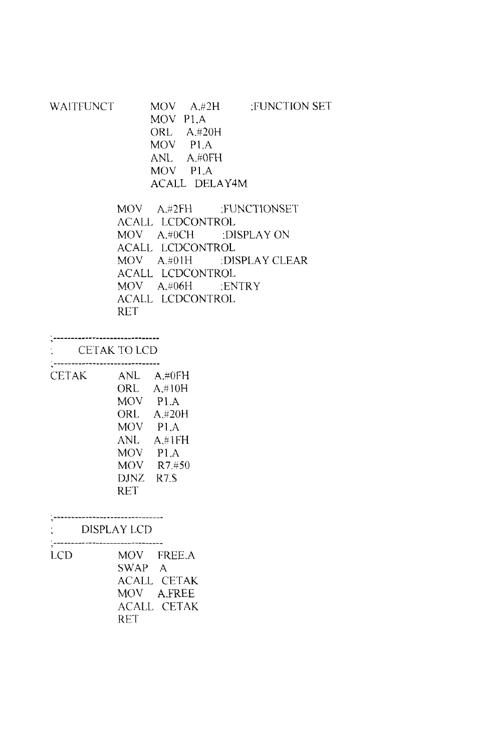```
WAITFUNCT       MOV    A,#2H          ;FUNCTION SET
                MOV  P1,A
                ORL    A,#20H
                MOV    P1,A
                ANL    A,#0FH
                MOV    P1,A
                ACALL  DELAY4M

          MOV    A,#2FH         ;FUNCTIONSET
          ACALL  LCDCONTROL
          MOV    A,#0CH         ;DISPLAY ON
          ACALL  LCDCONTROL
          MOV    A,#01H         ;DISPLAY CLEAR
          ACALL  LCDCONTROL
          MOV    A,#06H         ;ENTRY
          ACALL  LCDCONTROL
          RET

;-------------------------------
;     CETAK TO LCD
;-------------------------------
CETAK     ANL    A,#0FH
          ORL    A,#10H
          MOV    P1,A
          ORL    A,#20H
          MOV    P1,A
          ANL    A,#1FH
          MOV    P1,A
          MOV    R7,#50
          DJNZ   R7,$
          RET

;-------------------------------
;     DISPLAY LCD
;-------------------------------
LCD       MOV    FREE,A
          SWAP   A
          ACALL  CETAK
          MOV    A,FREE
          ACALL  CETAK
          RET
```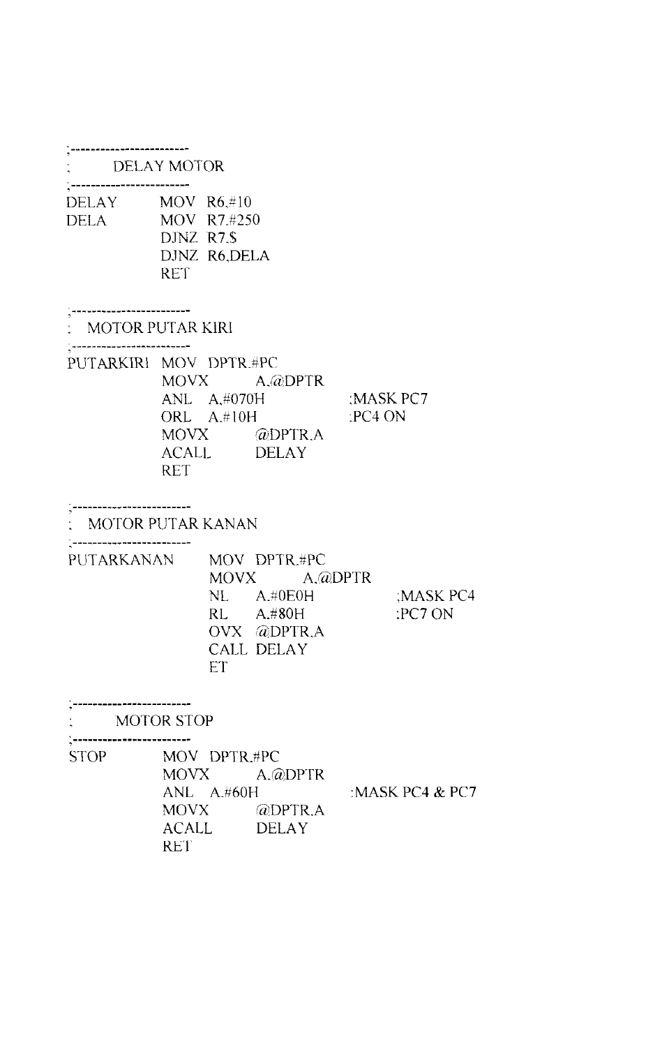```
;------------------------
;       DELAY MOTOR
;------------------------
DELAY       MOV  R6,#10
DELA        MOV  R7,#250
            DJNZ R7,$
            DJNZ R6,DELA
            RET

;------------------------
;  MOTOR PUTAR KIRI
;------------------------
PUTARKIRI  MOV  DPTR,#PC
           MOVX      A,@DPTR
           ANL  A,#070H              ;MASK PC7
           ORL  A,#10H               ;PC4 ON
           MOVX      @DPTR,A
           ACALL     DELAY
           RET

;------------------------
;  MOTOR PUTAR KANAN
;------------------------
PUTARKANAN      MOV  DPTR,#PC
                MOVX      A,@DPTR
                NL    A,#0E0H              ;MASK PC4
                RL    A,#80H               ;PC7 ON
                OVX  @DPTR,A
                CALL DELAY
                ET

;------------------------
;      MOTOR STOP
;------------------------
STOP        MOV  DPTR,#PC
            MOVX      A,@DPTR
            ANL  A,#60H              ;MASK PC4 & PC7
            MOVX      @DPTR,A
            ACALL     DELAY
            RET
```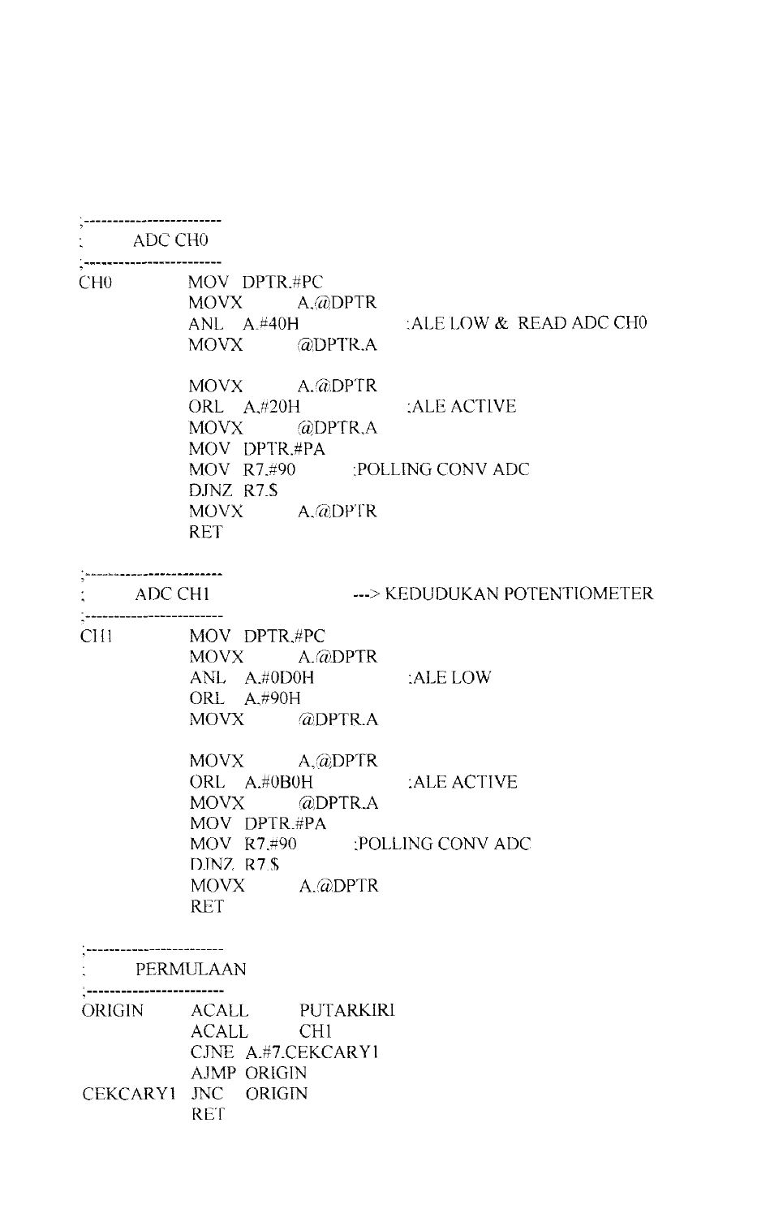```
;------------------------
;       ADC CH0
;------------------------
CH0         MOV  DPTR,#PC
            MOVX        A,@DPTR
            ANL   A,#40H               ;ALE LOW &  READ ADC CH0
            MOVX        @DPTR,A

            MOVX        A,@DPTR
            ORL   A,#20H               ;ALE ACTIVE
            MOVX        @DPTR,A
            MOV  DPTR,#PA
            MOV  R7,#90          ;POLLING CONV ADC
            DJNZ  R7,$
            MOVX        A,@DPTR
            RET

;------------------------
;       ADC CH1                  ---> KEDUDUKAN POTENTIOMETER
;------------------------
CH1         MOV  DPTR,#PC
            MOVX        A,@DPTR
            ANL   A,#0D0H              ;ALE LOW
            ORL   A,#90H
            MOVX        @DPTR,A

            MOVX        A,@DPTR
            ORL   A,#0B0H              ;ALE ACTIVE
            MOVX        @DPTR,A
            MOV  DPTR,#PA
            MOV  R7,#90          ;POLLING CONV ADC
            DJNZ  R7,$
            MOVX        A,@DPTR
            RET

;------------------------
;       PERMULAAN
;------------------------
ORIGIN      ACALL       PUTARKIRI
            ACALL       CH1
            CJNE  A,#7,CEKCARY1
            AJMP  ORIGIN
CEKCARY1  JNC   ORIGIN
            RET
```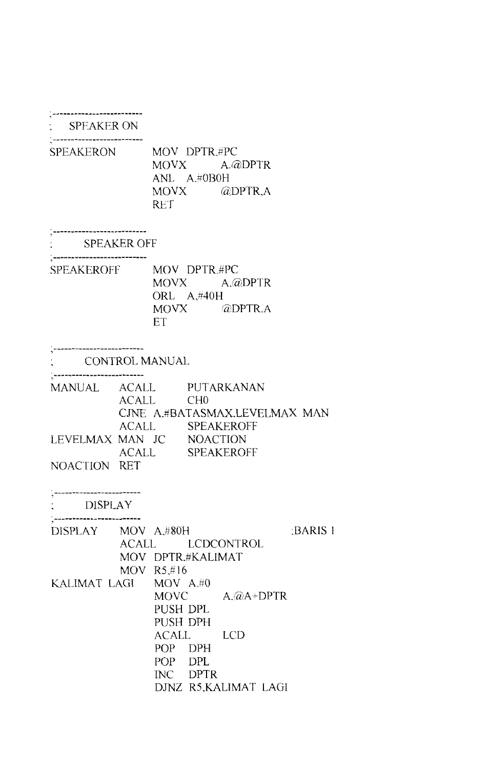```
;-------------------------
;    SPEAKER ON
;-------------------------
SPEAKERON       MOV  DPTR,#PC
                MOVX        A,@DPTR
                ANL  A,#0B0H
                MOVX        @DPTR,A
                RET

;-------------------------
;     SPEAKER OFF
;-------------------------
SPEAKEROFF      MOV  DPTR,#PC
                MOVX        A,@DPTR
                ORL  A,#40H
                MOVX        @DPTR,A
                ET

;-------------------------
;     CONTROL MANUAL
;-------------------------
MANUAL     ACALL       PUTARKANAN
           ACALL       CH0
           CJNE  A,#BATASMAX,LEVELMAX MAN
           ACALL       SPEAKEROFF
LEVELMAX MAN  JC       NOACTION
           ACALL       SPEAKEROFF
NOACTION  RET

;-------------------------
;     DISPLAY
;-------------------------
DISPLAY    MOV  A,#80H                    ;BARIS 1
           ACALL      LCDCONTROL
           MOV  DPTR,#KALIMAT
           MOV  R5,#16
KALIMAT LAGI    MOV  A,#0
                MOVC        A,@A+DPTR
                PUSH DPL
                PUSH DPH
                ACALL       LCD
                POP   DPH
                POP   DPL
                INC   DPTR
                DJNZ  R5,KALIMAT LAGI
```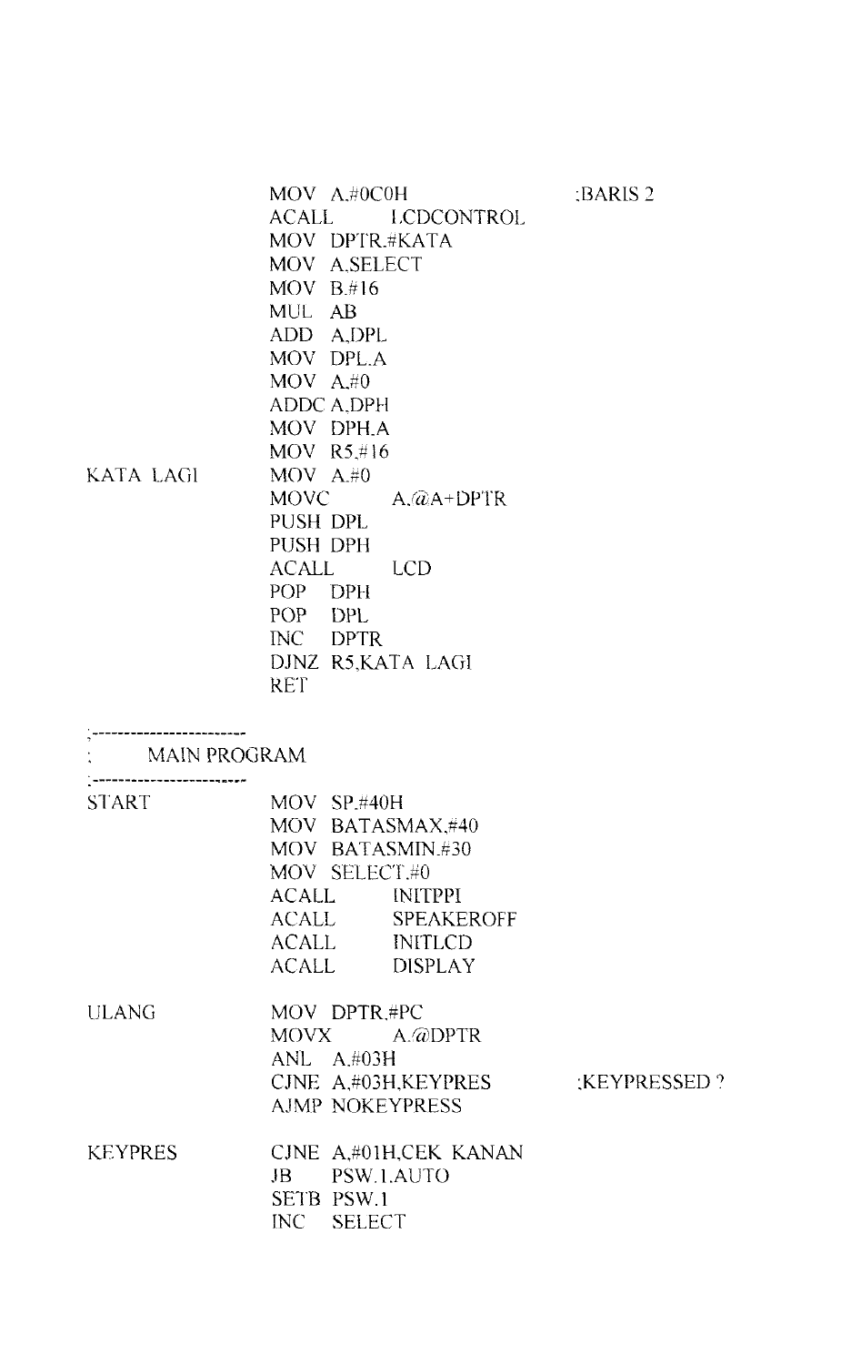```
                MOV  A,#0C0H              ;BARIS 2
                ACALL     LCDCONTROL
                MOV  DPTR,#KATA
                MOV  A,SELECT
                MOV  B,#16
                MUL  AB
                ADD  A,DPL
                MOV  DPL,A
                MOV  A,#0
                ADDC A,DPH
                MOV  DPH,A
                MOV  R5,#16
KATA LAGI       MOV  A,#0
                MOVC      A,@A+DPTR
                PUSH DPL
                PUSH DPH
                ACALL     LCD
                POP  DPH
                POP  DPL
                INC  DPTR
                DJNZ R5,KATA LAGI
                RET

;------------------------
;       MAIN PROGRAM
;------------------------
START           MOV  SP,#40H
                MOV  BATASMAX,#40
                MOV  BATASMIN,#30
                MOV  SELECT,#0
                ACALL     INITPPI
                ACALL     SPEAKEROFF
                ACALL     INITLCD
                ACALL     DISPLAY

ULANG           MOV  DPTR,#PC
                MOVX      A,@DPTR
                ANL  A,#03H
                CJNE A,#03H,KEYPRES       ;KEYPRESSED ?
                AJMP NOKEYPRESS

KEYPRES         CJNE A,#01H,CEK KANAN
                JB   PSW.1,AUTO
                SETB PSW.1
                INC  SELECT
```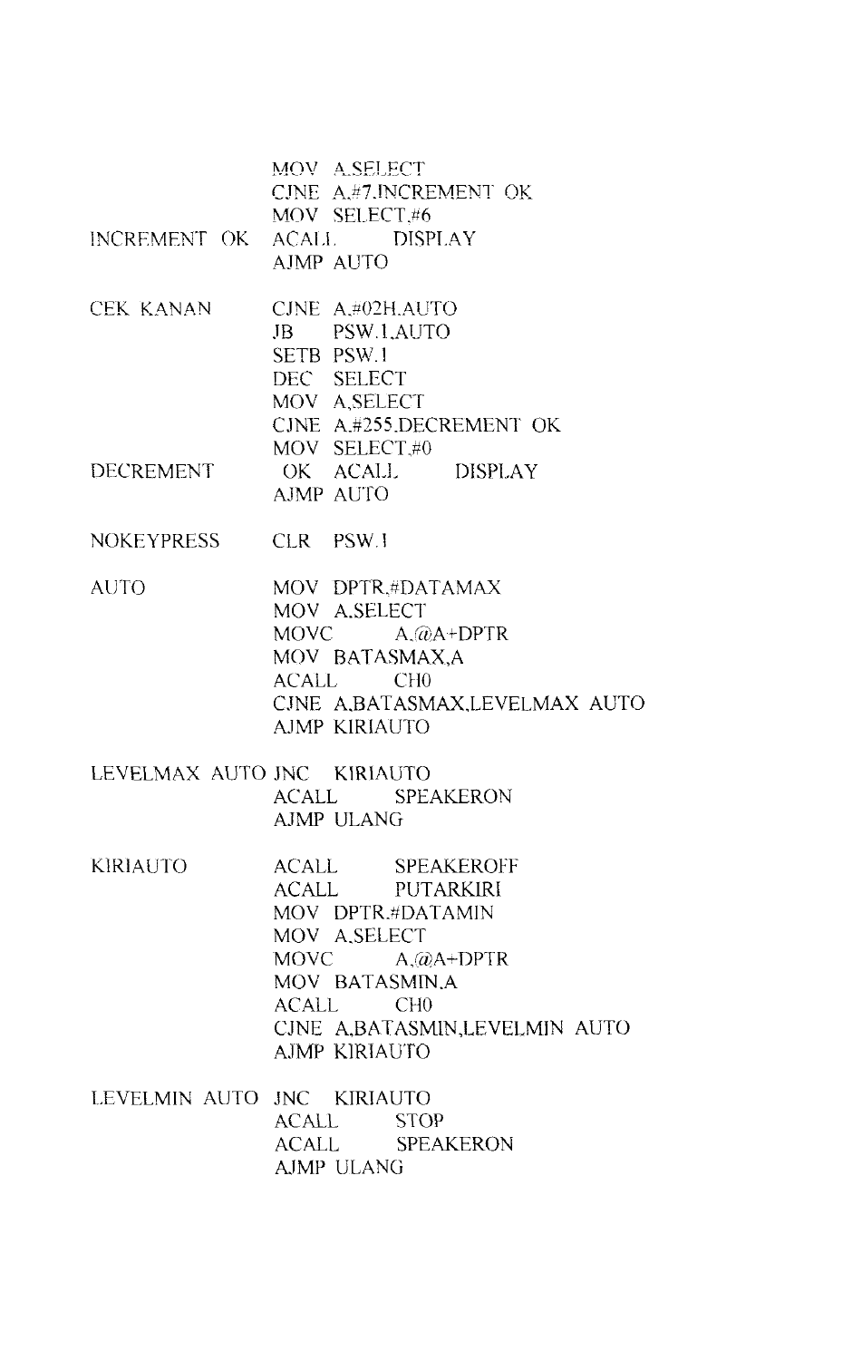```
                MOV  A,SELECT
                CJNE A,#7,INCREMENT OK
                MOV  SELECT,#6
INCREMENT OK    ACALL    DISPLAY
                AJMP AUTO

CEK KANAN       CJNE A,#02H,AUTO
                JB   PSW.1,AUTO
                SETB PSW.1
                DEC  SELECT
                MOV  A,SELECT
                CJNE A,#255,DECREMENT OK
                MOV  SELECT,#0
DECREMENT       OK  ACALL    DISPLAY
                AJMP AUTO

NOKEYPRESS      CLR  PSW.1

AUTO            MOV  DPTR,#DATAMAX
                MOV  A,SELECT
                MOVC     A,@A+DPTR
                MOV  BATASMAX,A
                ACALL    CH0
                CJNE A,BATASMAX,LEVELMAX AUTO
                AJMP KIRIAUTO

LEVELMAX AUTO   JNC  KIRIAUTO
                ACALL    SPEAKERON
                AJMP ULANG

KIRIAUTO        ACALL    SPEAKEROFF
                ACALL    PUTARKIRI
                MOV  DPTR,#DATAMIN
                MOV  A,SELECT
                MOVC     A,@A+DPTR
                MOV  BATASMIN,A
                ACALL    CH0
                CJNE A,BATASMIN,LEVELMIN AUTO
                AJMP KIRIAUTO

LEVELMIN AUTO   JNC  KIRIAUTO
                ACALL    STOP
                ACALL    SPEAKERON
                AJMP ULANG
```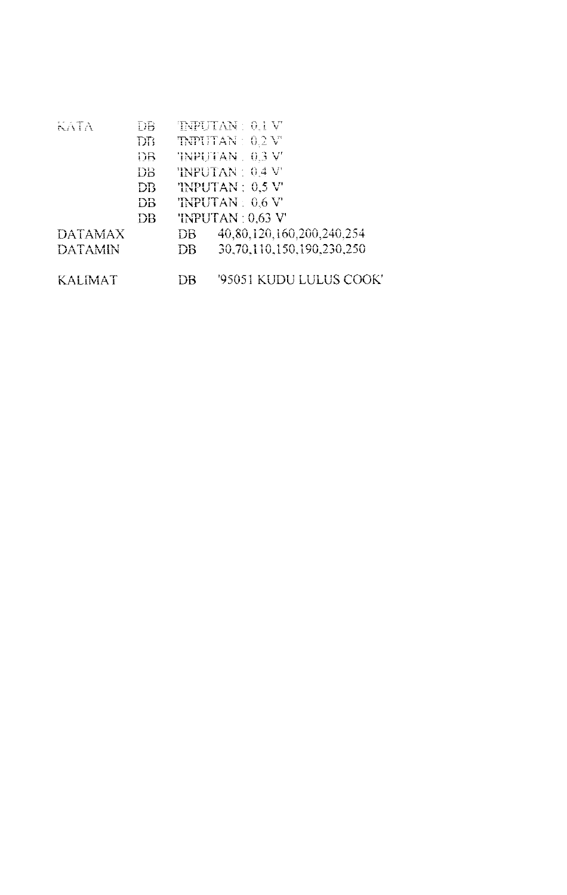```
KATA      DB   'INPUTAN : 0,1 V'
          DB   'INPUTAN : 0,2 V'
          DB   'INPUTAN . 0,3 V'
          DB   'INPUTAN : 0,4 V'
          DB   'INPUTAN : 0,5 V'
          DB   'INPUTAN . 0,6 V'
          DB   'INPUTAN : 0,63 V'
DATAMAX        DB   40,80,120,160,200,240,254
DATAMIN        DB   30,70,110,150,190,230,250

KALIMAT        DB   '95051 KUDU LULUS COOK'
```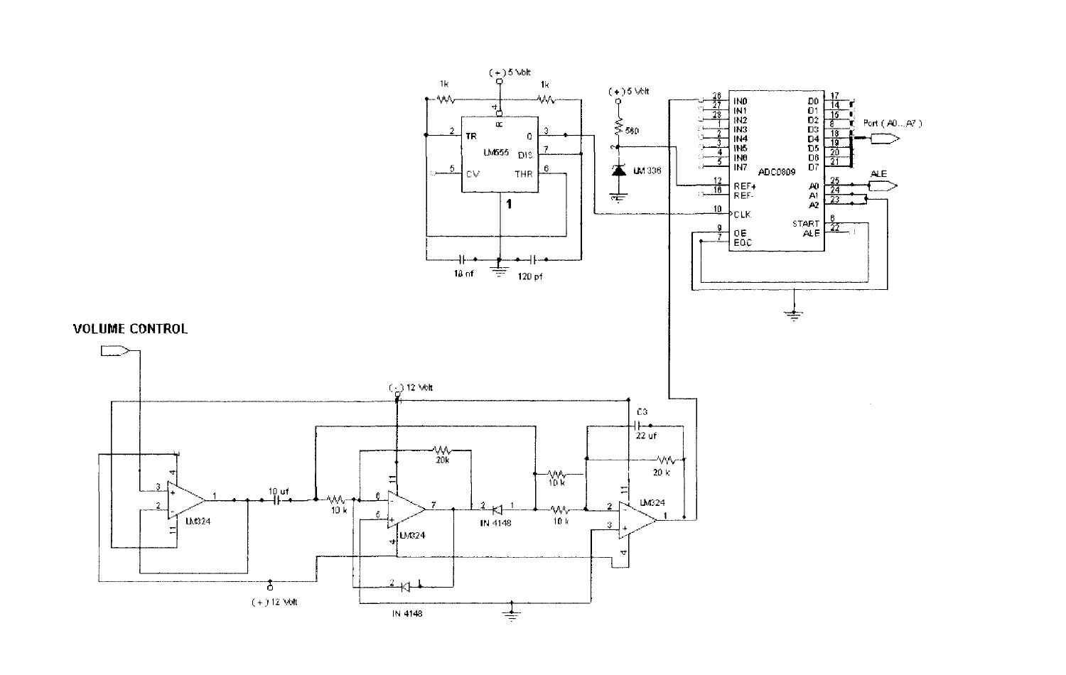**VOLUME CONTROL**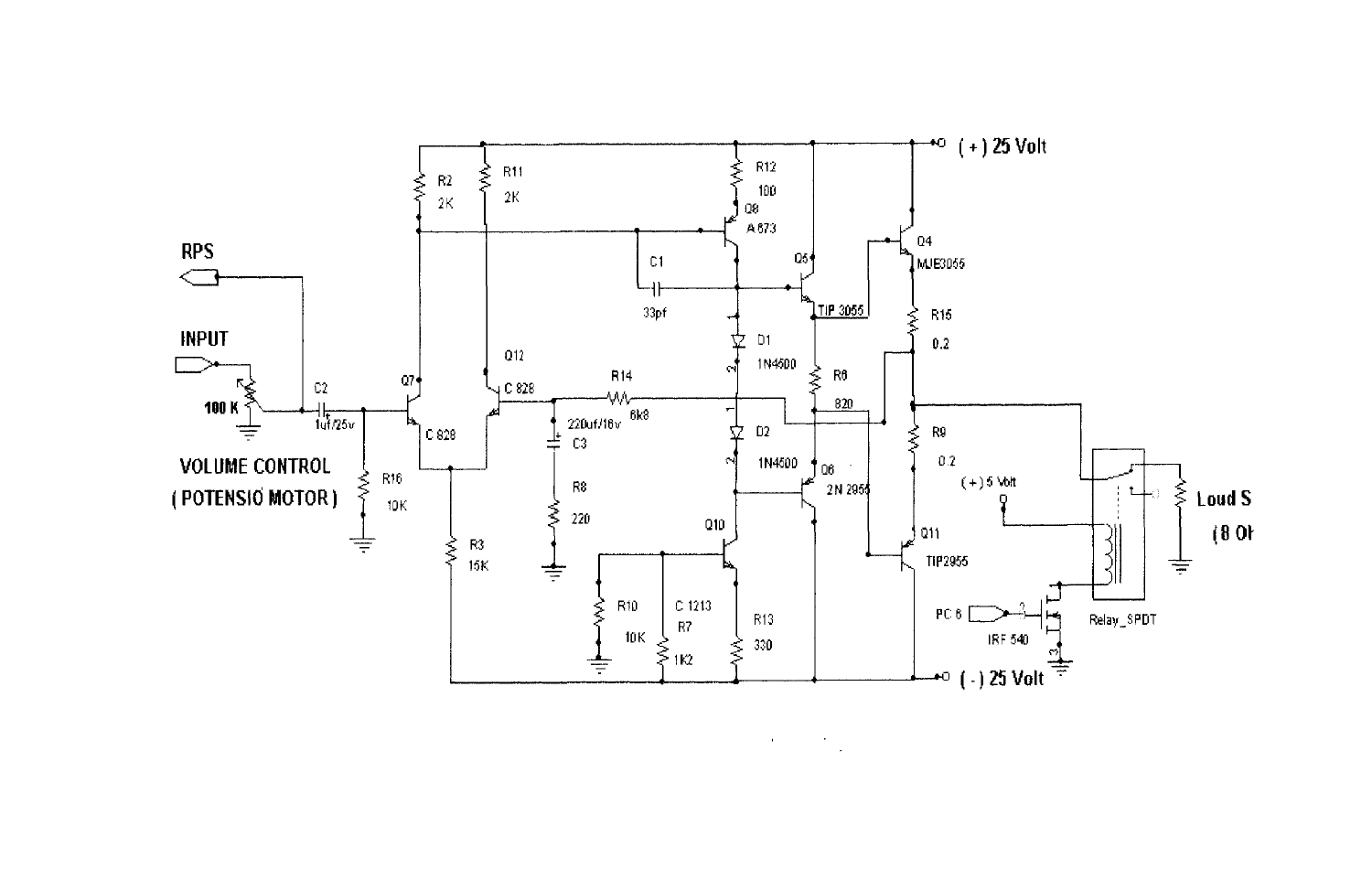(+) 25 Volt

RPS

INPUT

100 K

VOLUME CONTROL
(POTENSIO MOTOR)

C2 1uf/25v

R16 10K

R2 2K

R11 2K

Q7 C 828

Q12 C 828

R3 15K

R12 100

Q8 A 673

C1 33pf

D1 1N4500

R14 6k8

220uf/16v C3

R8 220

D2 1N4500

Q10 C 1213

R10 10K

R7 1K2

R13 330

Q5 TIP 3055

R6 820

Q6 2N 2955

Q4 MJE3055

R15 0.2

R9 0.2

Q11 TIP2955

(+) 5 Volt

PC 6

IRF 540

Relay_SPDT

Loud S (8 Oh

(-) 25 Volt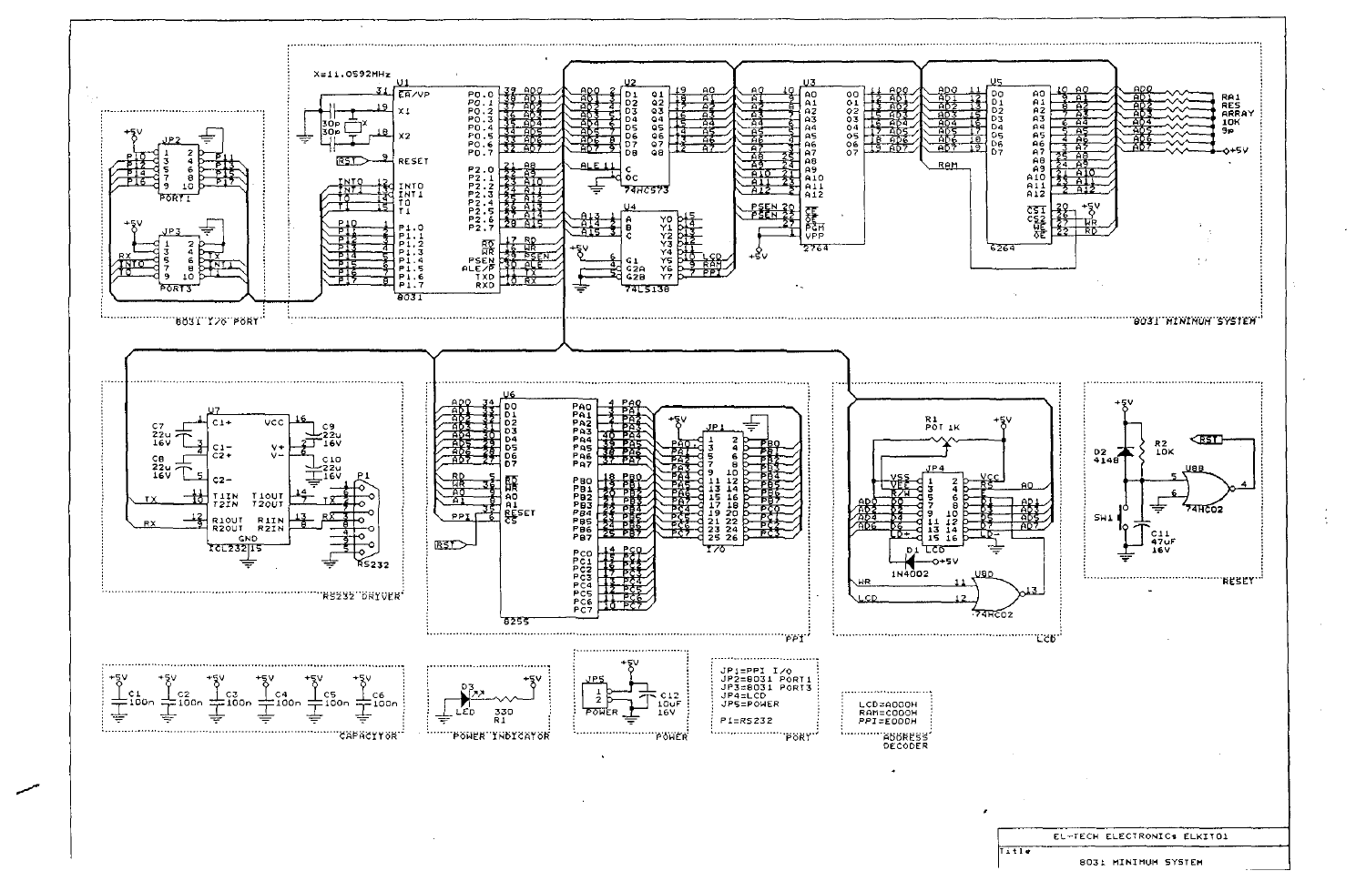LCD=A000H
RAM=C000H
PPI=E000H

ADDRESS DECODER

JP1=PPI I/O
JP2=8031 PORT1
JP3=8031 PORT3
JP4=LCD
JP5=POWER

P1=RS232

PORT

8031 I/O PORT

8031 MINIMUM SYSTEM

RS232 DRIVER

PPI

LCD

RESET

CAPACITOR

POWER INDICATOR

POWER

| | |
|---|---|
| EL-TECH ELECTRONICS ELKIT01 | |
| Title | 8031 MINIMUM SYSTEM |